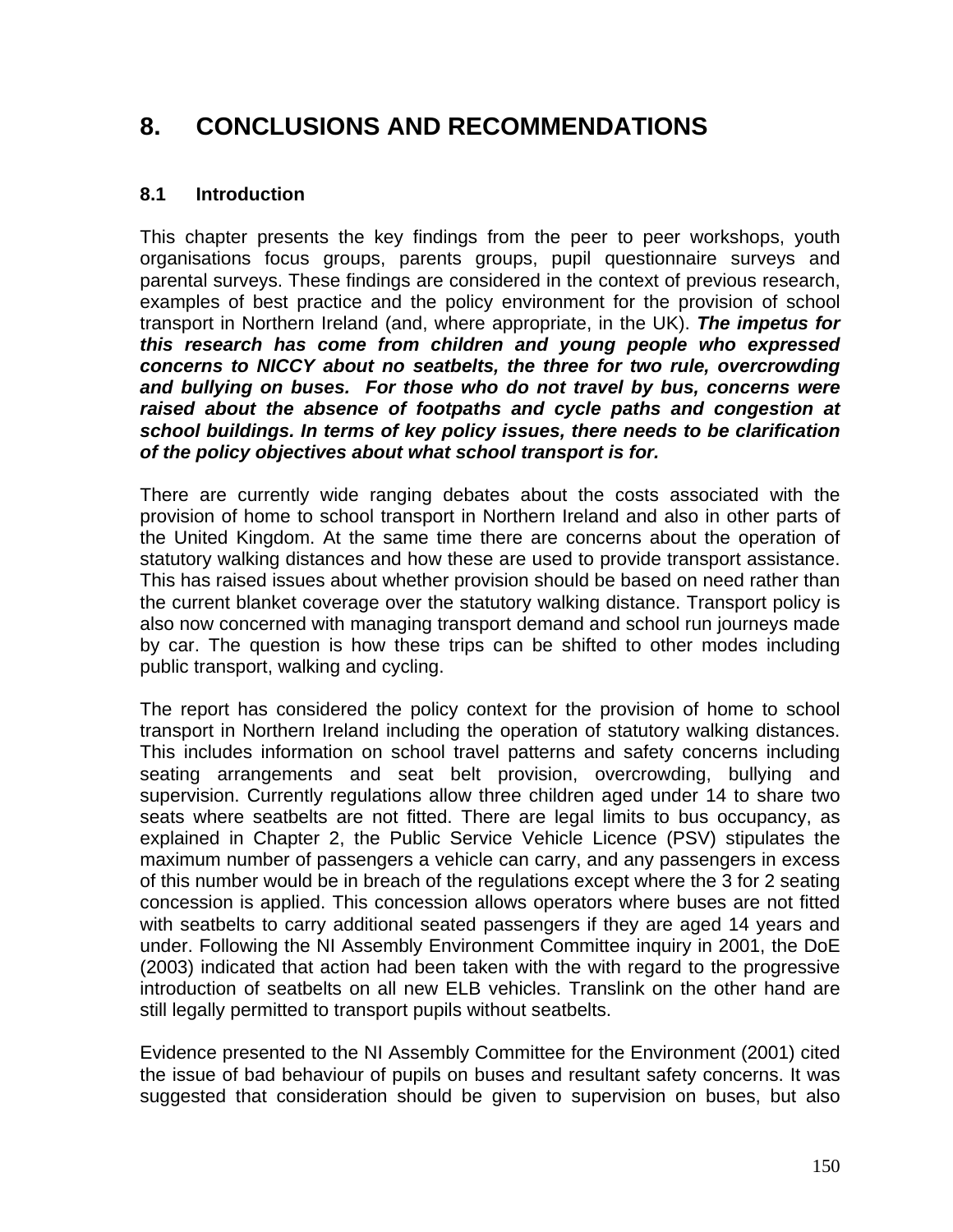# 8. CONCLUSIONS AND RECOMMENDATIONS

## 8.1 Introduction

This chapter presents the key findings from the peer to peer workshops, youth organisations focus groups, parents groups, pupil questionnaire surveys and parental surveys. These findings are considered in the context of previous research, examples of best practice and the policy environment for the provision of school transport in Northern Ireland (and, where appropriate, in the UK). ***The impetus for this research has come from children and young people who expressed concerns to NICCY about no seatbelts, the three for two rule, overcrowding and bullying on buses. For those who do not travel by bus, concerns were raised about the absence of footpaths and cycle paths and congestion at school buildings. In terms of key policy issues, there needs to be clarification of the policy objectives about what school transport is for.***

There are currently wide ranging debates about the costs associated with the provision of home to school transport in Northern Ireland and also in other parts of the United Kingdom. At the same time there are concerns about the operation of statutory walking distances and how these are used to provide transport assistance. This has raised issues about whether provision should be based on need rather than the current blanket coverage over the statutory walking distance. Transport policy is also now concerned with managing transport demand and school run journeys made by car. The question is how these trips can be shifted to other modes including public transport, walking and cycling.

The report has considered the policy context for the provision of home to school transport in Northern Ireland including the operation of statutory walking distances. This includes information on school travel patterns and safety concerns including seating arrangements and seat belt provision, overcrowding, bullying and supervision. Currently regulations allow three children aged under 14 to share two seats where seatbelts are not fitted. There are legal limits to bus occupancy, as explained in Chapter 2, the Public Service Vehicle Licence (PSV) stipulates the maximum number of passengers a vehicle can carry, and any passengers in excess of this number would be in breach of the regulations except where the 3 for 2 seating concession is applied. This concession allows operators where buses are not fitted with seatbelts to carry additional seated passengers if they are aged 14 years and under. Following the NI Assembly Environment Committee inquiry in 2001, the DoE (2003) indicated that action had been taken with the with regard to the progressive introduction of seatbelts on all new ELB vehicles. Translink on the other hand are still legally permitted to transport pupils without seatbelts.

Evidence presented to the NI Assembly Committee for the Environment (2001) cited the issue of bad behaviour of pupils on buses and resultant safety concerns. It was suggested that consideration should be given to supervision on buses, but also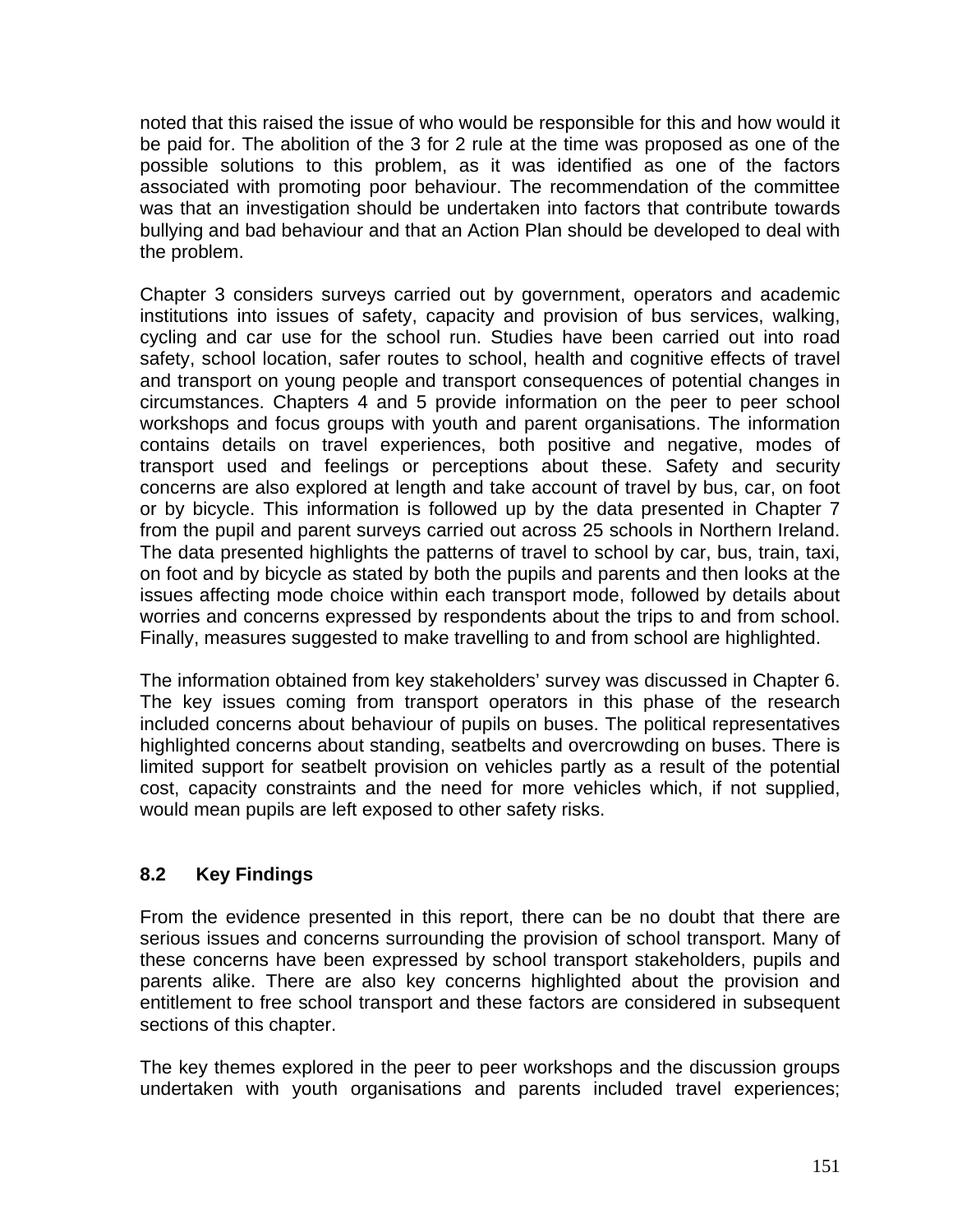noted that this raised the issue of who would be responsible for this and how would it be paid for. The abolition of the 3 for 2 rule at the time was proposed as one of the possible solutions to this problem, as it was identified as one of the factors associated with promoting poor behaviour. The recommendation of the committee was that an investigation should be undertaken into factors that contribute towards bullying and bad behaviour and that an Action Plan should be developed to deal with the problem.

Chapter 3 considers surveys carried out by government, operators and academic institutions into issues of safety, capacity and provision of bus services, walking, cycling and car use for the school run. Studies have been carried out into road safety, school location, safer routes to school, health and cognitive effects of travel and transport on young people and transport consequences of potential changes in circumstances. Chapters 4 and 5 provide information on the peer to peer school workshops and focus groups with youth and parent organisations. The information contains details on travel experiences, both positive and negative, modes of transport used and feelings or perceptions about these. Safety and security concerns are also explored at length and take account of travel by bus, car, on foot or by bicycle. This information is followed up by the data presented in Chapter 7 from the pupil and parent surveys carried out across 25 schools in Northern Ireland. The data presented highlights the patterns of travel to school by car, bus, train, taxi, on foot and by bicycle as stated by both the pupils and parents and then looks at the issues affecting mode choice within each transport mode, followed by details about worries and concerns expressed by respondents about the trips to and from school. Finally, measures suggested to make travelling to and from school are highlighted.

The information obtained from key stakeholders' survey was discussed in Chapter 6. The key issues coming from transport operators in this phase of the research included concerns about behaviour of pupils on buses. The political representatives highlighted concerns about standing, seatbelts and overcrowding on buses. There is limited support for seatbelt provision on vehicles partly as a result of the potential cost, capacity constraints and the need for more vehicles which, if not supplied, would mean pupils are left exposed to other safety risks.

## 8.2 Key Findings

From the evidence presented in this report, there can be no doubt that there are serious issues and concerns surrounding the provision of school transport. Many of these concerns have been expressed by school transport stakeholders, pupils and parents alike. There are also key concerns highlighted about the provision and entitlement to free school transport and these factors are considered in subsequent sections of this chapter.

The key themes explored in the peer to peer workshops and the discussion groups undertaken with youth organisations and parents included travel experiences;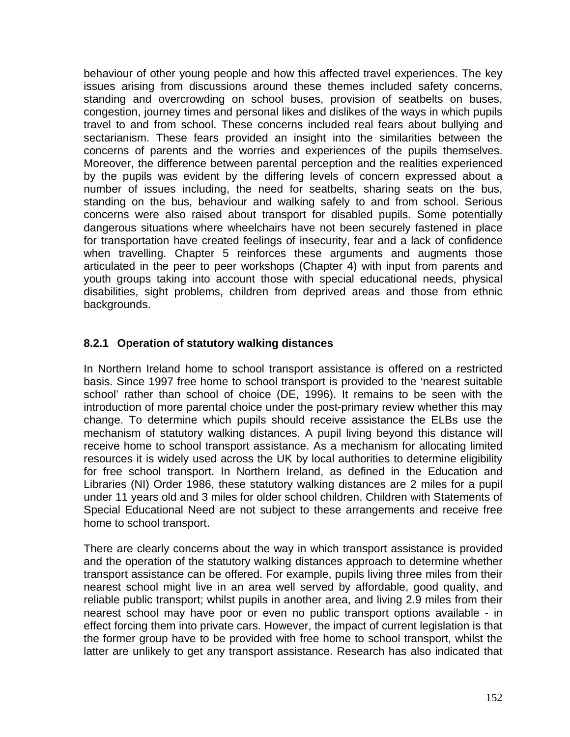behaviour of other young people and how this affected travel experiences. The key issues arising from discussions around these themes included safety concerns, standing and overcrowding on school buses, provision of seatbelts on buses, congestion, journey times and personal likes and dislikes of the ways in which pupils travel to and from school. These concerns included real fears about bullying and sectarianism. These fears provided an insight into the similarities between the concerns of parents and the worries and experiences of the pupils themselves. Moreover, the difference between parental perception and the realities experienced by the pupils was evident by the differing levels of concern expressed about a number of issues including, the need for seatbelts, sharing seats on the bus, standing on the bus, behaviour and walking safely to and from school. Serious concerns were also raised about transport for disabled pupils. Some potentially dangerous situations where wheelchairs have not been securely fastened in place for transportation have created feelings of insecurity, fear and a lack of confidence when travelling. Chapter 5 reinforces these arguments and augments those articulated in the peer to peer workshops (Chapter 4) with input from parents and youth groups taking into account those with special educational needs, physical disabilities, sight problems, children from deprived areas and those from ethnic backgrounds.

### 8.2.1 Operation of statutory walking distances

In Northern Ireland home to school transport assistance is offered on a restricted basis. Since 1997 free home to school transport is provided to the 'nearest suitable school' rather than school of choice (DE, 1996). It remains to be seen with the introduction of more parental choice under the post-primary review whether this may change. To determine which pupils should receive assistance the ELBs use the mechanism of statutory walking distances. A pupil living beyond this distance will receive home to school transport assistance. As a mechanism for allocating limited resources it is widely used across the UK by local authorities to determine eligibility for free school transport. In Northern Ireland, as defined in the Education and Libraries (NI) Order 1986, these statutory walking distances are 2 miles for a pupil under 11 years old and 3 miles for older school children. Children with Statements of Special Educational Need are not subject to these arrangements and receive free home to school transport.

There are clearly concerns about the way in which transport assistance is provided and the operation of the statutory walking distances approach to determine whether transport assistance can be offered. For example, pupils living three miles from their nearest school might live in an area well served by affordable, good quality, and reliable public transport; whilst pupils in another area, and living 2.9 miles from their nearest school may have poor or even no public transport options available - in effect forcing them into private cars. However, the impact of current legislation is that the former group have to be provided with free home to school transport, whilst the latter are unlikely to get any transport assistance. Research has also indicated that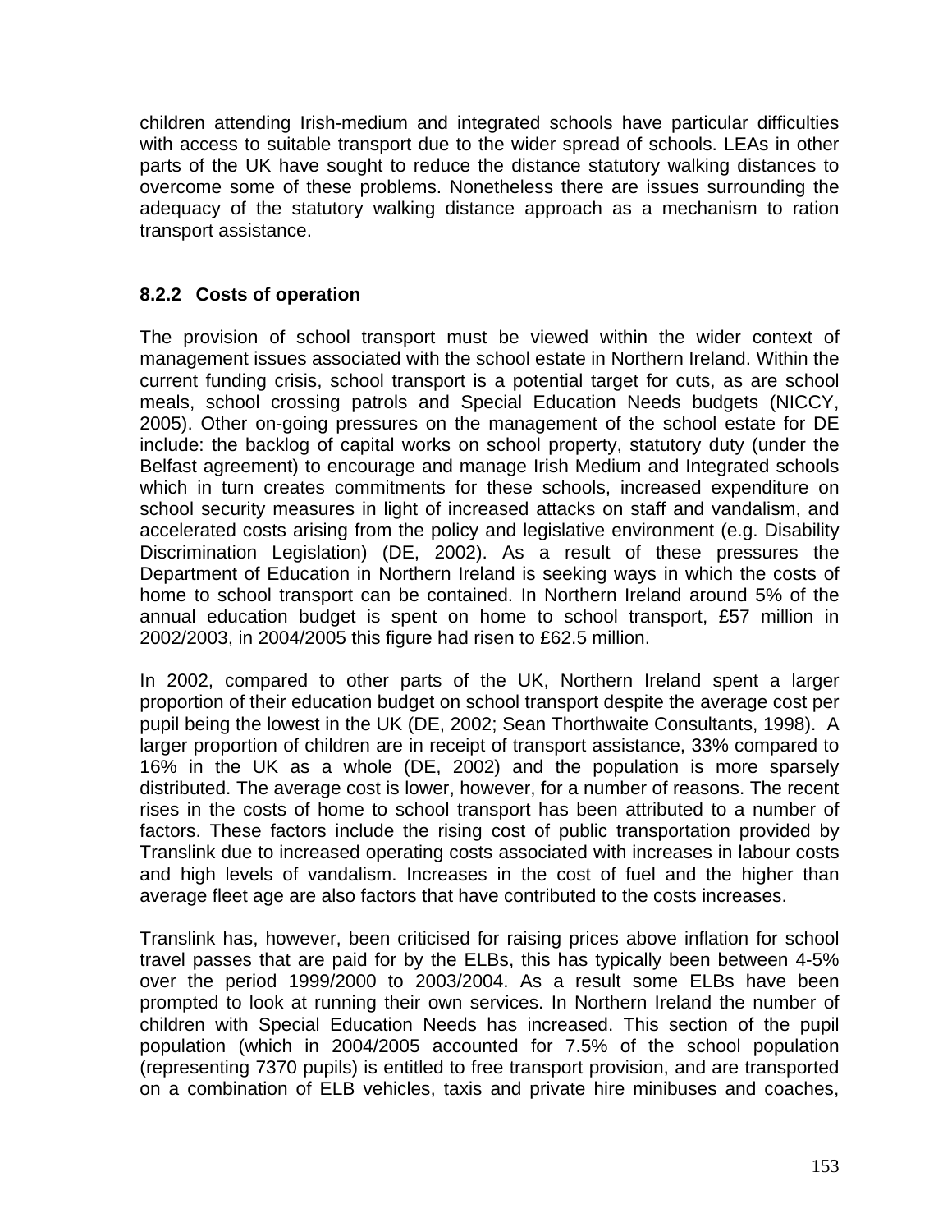children attending Irish-medium and integrated schools have particular difficulties with access to suitable transport due to the wider spread of schools. LEAs in other parts of the UK have sought to reduce the distance statutory walking distances to overcome some of these problems. Nonetheless there are issues surrounding the adequacy of the statutory walking distance approach as a mechanism to ration transport assistance.

### 8.2.2 Costs of operation

The provision of school transport must be viewed within the wider context of management issues associated with the school estate in Northern Ireland. Within the current funding crisis, school transport is a potential target for cuts, as are school meals, school crossing patrols and Special Education Needs budgets (NICCY, 2005). Other on-going pressures on the management of the school estate for DE include: the backlog of capital works on school property, statutory duty (under the Belfast agreement) to encourage and manage Irish Medium and Integrated schools which in turn creates commitments for these schools, increased expenditure on school security measures in light of increased attacks on staff and vandalism, and accelerated costs arising from the policy and legislative environment (e.g. Disability Discrimination Legislation) (DE, 2002). As a result of these pressures the Department of Education in Northern Ireland is seeking ways in which the costs of home to school transport can be contained. In Northern Ireland around 5% of the annual education budget is spent on home to school transport, £57 million in 2002/2003, in 2004/2005 this figure had risen to £62.5 million.

In 2002, compared to other parts of the UK, Northern Ireland spent a larger proportion of their education budget on school transport despite the average cost per pupil being the lowest in the UK (DE, 2002; Sean Thorthwaite Consultants, 1998). A larger proportion of children are in receipt of transport assistance, 33% compared to 16% in the UK as a whole (DE, 2002) and the population is more sparsely distributed. The average cost is lower, however, for a number of reasons. The recent rises in the costs of home to school transport has been attributed to a number of factors. These factors include the rising cost of public transportation provided by Translink due to increased operating costs associated with increases in labour costs and high levels of vandalism. Increases in the cost of fuel and the higher than average fleet age are also factors that have contributed to the costs increases.

Translink has, however, been criticised for raising prices above inflation for school travel passes that are paid for by the ELBs, this has typically been between 4-5% over the period 1999/2000 to 2003/2004. As a result some ELBs have been prompted to look at running their own services. In Northern Ireland the number of children with Special Education Needs has increased. This section of the pupil population (which in 2004/2005 accounted for 7.5% of the school population (representing 7370 pupils) is entitled to free transport provision, and are transported on a combination of ELB vehicles, taxis and private hire minibuses and coaches,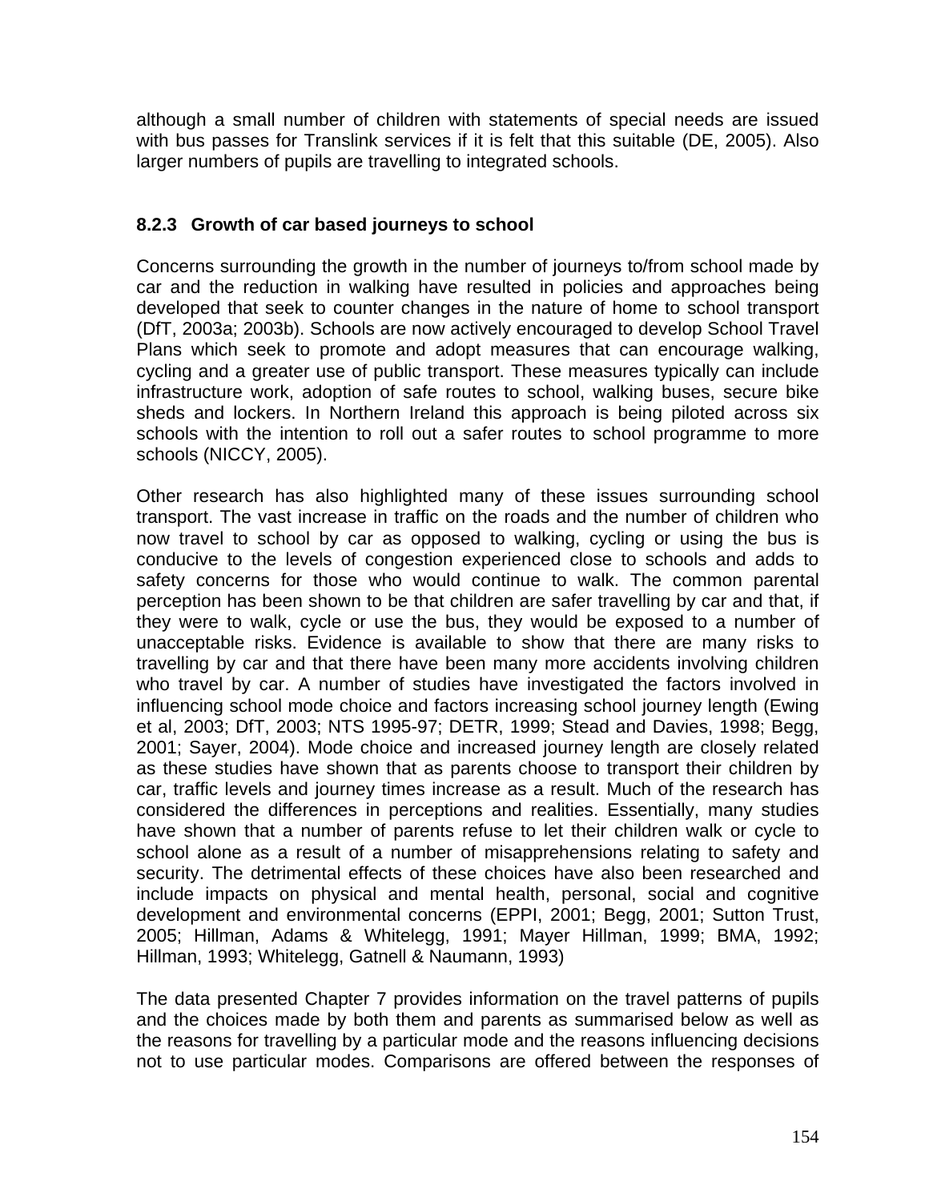although a small number of children with statements of special needs are issued with bus passes for Translink services if it is felt that this suitable (DE, 2005). Also larger numbers of pupils are travelling to integrated schools.

### 8.2.3 Growth of car based journeys to school

Concerns surrounding the growth in the number of journeys to/from school made by car and the reduction in walking have resulted in policies and approaches being developed that seek to counter changes in the nature of home to school transport (DfT, 2003a; 2003b). Schools are now actively encouraged to develop School Travel Plans which seek to promote and adopt measures that can encourage walking, cycling and a greater use of public transport. These measures typically can include infrastructure work, adoption of safe routes to school, walking buses, secure bike sheds and lockers. In Northern Ireland this approach is being piloted across six schools with the intention to roll out a safer routes to school programme to more schools (NICCY, 2005).

Other research has also highlighted many of these issues surrounding school transport. The vast increase in traffic on the roads and the number of children who now travel to school by car as opposed to walking, cycling or using the bus is conducive to the levels of congestion experienced close to schools and adds to safety concerns for those who would continue to walk. The common parental perception has been shown to be that children are safer travelling by car and that, if they were to walk, cycle or use the bus, they would be exposed to a number of unacceptable risks. Evidence is available to show that there are many risks to travelling by car and that there have been many more accidents involving children who travel by car. A number of studies have investigated the factors involved in influencing school mode choice and factors increasing school journey length (Ewing et al, 2003; DfT, 2003; NTS 1995-97; DETR, 1999; Stead and Davies, 1998; Begg, 2001; Sayer, 2004). Mode choice and increased journey length are closely related as these studies have shown that as parents choose to transport their children by car, traffic levels and journey times increase as a result. Much of the research has considered the differences in perceptions and realities. Essentially, many studies have shown that a number of parents refuse to let their children walk or cycle to school alone as a result of a number of misapprehensions relating to safety and security. The detrimental effects of these choices have also been researched and include impacts on physical and mental health, personal, social and cognitive development and environmental concerns (EPPI, 2001; Begg, 2001; Sutton Trust, 2005; Hillman, Adams & Whitelegg, 1991; Mayer Hillman, 1999; BMA, 1992; Hillman, 1993; Whitelegg, Gatnell & Naumann, 1993)

The data presented Chapter 7 provides information on the travel patterns of pupils and the choices made by both them and parents as summarised below as well as the reasons for travelling by a particular mode and the reasons influencing decisions not to use particular modes. Comparisons are offered between the responses of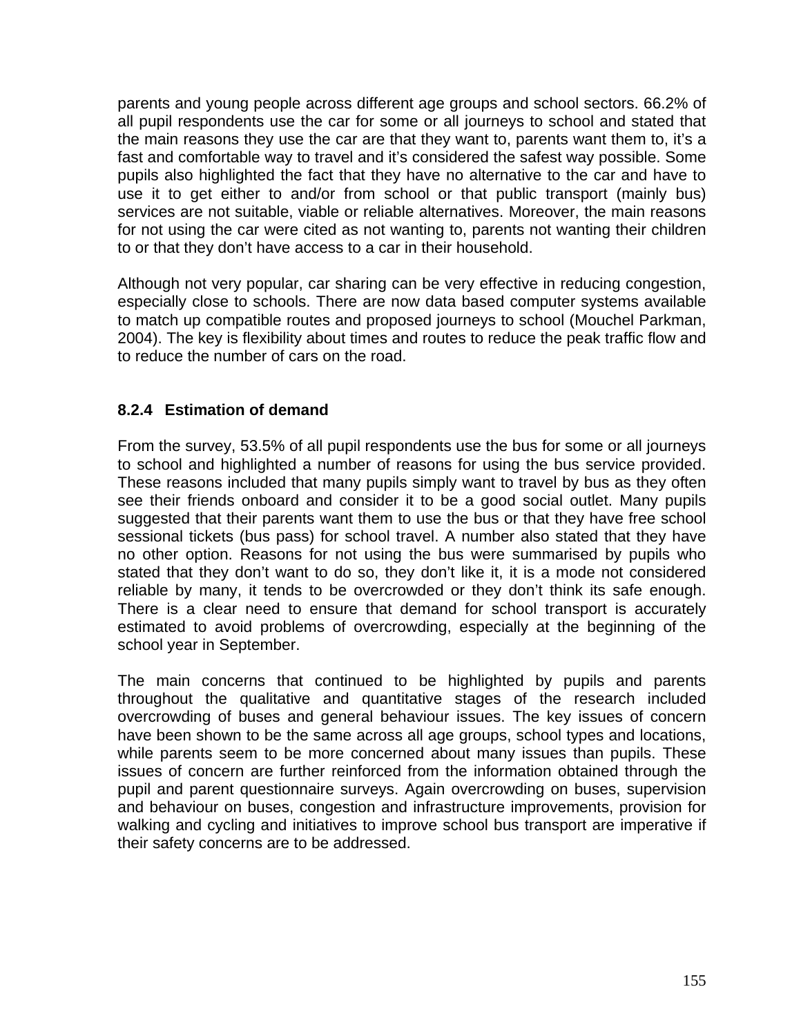parents and young people across different age groups and school sectors. 66.2% of all pupil respondents use the car for some or all journeys to school and stated that the main reasons they use the car are that they want to, parents want them to, it's a fast and comfortable way to travel and it's considered the safest way possible. Some pupils also highlighted the fact that they have no alternative to the car and have to use it to get either to and/or from school or that public transport (mainly bus) services are not suitable, viable or reliable alternatives. Moreover, the main reasons for not using the car were cited as not wanting to, parents not wanting their children to or that they don't have access to a car in their household.

Although not very popular, car sharing can be very effective in reducing congestion, especially close to schools. There are now data based computer systems available to match up compatible routes and proposed journeys to school (Mouchel Parkman, 2004). The key is flexibility about times and routes to reduce the peak traffic flow and to reduce the number of cars on the road.

### 8.2.4 Estimation of demand

From the survey, 53.5% of all pupil respondents use the bus for some or all journeys to school and highlighted a number of reasons for using the bus service provided. These reasons included that many pupils simply want to travel by bus as they often see their friends onboard and consider it to be a good social outlet. Many pupils suggested that their parents want them to use the bus or that they have free school sessional tickets (bus pass) for school travel. A number also stated that they have no other option. Reasons for not using the bus were summarised by pupils who stated that they don't want to do so, they don't like it, it is a mode not considered reliable by many, it tends to be overcrowded or they don't think its safe enough. There is a clear need to ensure that demand for school transport is accurately estimated to avoid problems of overcrowding, especially at the beginning of the school year in September.

The main concerns that continued to be highlighted by pupils and parents throughout the qualitative and quantitative stages of the research included overcrowding of buses and general behaviour issues. The key issues of concern have been shown to be the same across all age groups, school types and locations, while parents seem to be more concerned about many issues than pupils. These issues of concern are further reinforced from the information obtained through the pupil and parent questionnaire surveys. Again overcrowding on buses, supervision and behaviour on buses, congestion and infrastructure improvements, provision for walking and cycling and initiatives to improve school bus transport are imperative if their safety concerns are to be addressed.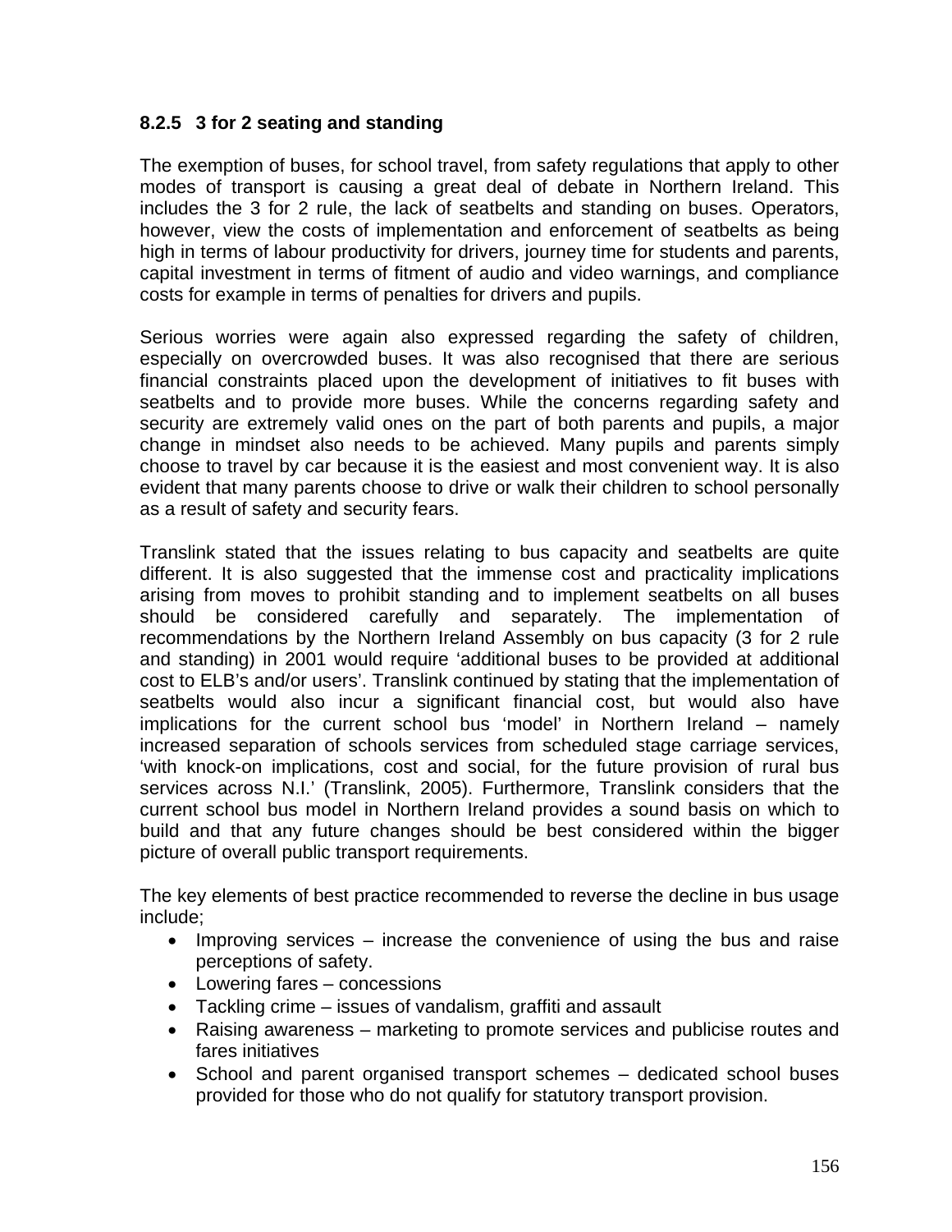### 8.2.5 3 for 2 seating and standing

The exemption of buses, for school travel, from safety regulations that apply to other modes of transport is causing a great deal of debate in Northern Ireland. This includes the 3 for 2 rule, the lack of seatbelts and standing on buses. Operators, however, view the costs of implementation and enforcement of seatbelts as being high in terms of labour productivity for drivers, journey time for students and parents, capital investment in terms of fitment of audio and video warnings, and compliance costs for example in terms of penalties for drivers and pupils.

Serious worries were again also expressed regarding the safety of children, especially on overcrowded buses. It was also recognised that there are serious financial constraints placed upon the development of initiatives to fit buses with seatbelts and to provide more buses. While the concerns regarding safety and security are extremely valid ones on the part of both parents and pupils, a major change in mindset also needs to be achieved. Many pupils and parents simply choose to travel by car because it is the easiest and most convenient way. It is also evident that many parents choose to drive or walk their children to school personally as a result of safety and security fears.

Translink stated that the issues relating to bus capacity and seatbelts are quite different. It is also suggested that the immense cost and practicality implications arising from moves to prohibit standing and to implement seatbelts on all buses should be considered carefully and separately. The implementation of recommendations by the Northern Ireland Assembly on bus capacity (3 for 2 rule and standing) in 2001 would require 'additional buses to be provided at additional cost to ELB's and/or users'. Translink continued by stating that the implementation of seatbelts would also incur a significant financial cost, but would also have implications for the current school bus 'model' in Northern Ireland – namely increased separation of schools services from scheduled stage carriage services, 'with knock-on implications, cost and social, for the future provision of rural bus services across N.I.' (Translink, 2005). Furthermore, Translink considers that the current school bus model in Northern Ireland provides a sound basis on which to build and that any future changes should be best considered within the bigger picture of overall public transport requirements.

The key elements of best practice recommended to reverse the decline in bus usage include;

- Improving services – increase the convenience of using the bus and raise perceptions of safety.
- Lowering fares – concessions
- Tackling crime – issues of vandalism, graffiti and assault
- Raising awareness – marketing to promote services and publicise routes and fares initiatives
- School and parent organised transport schemes – dedicated school buses provided for those who do not qualify for statutory transport provision.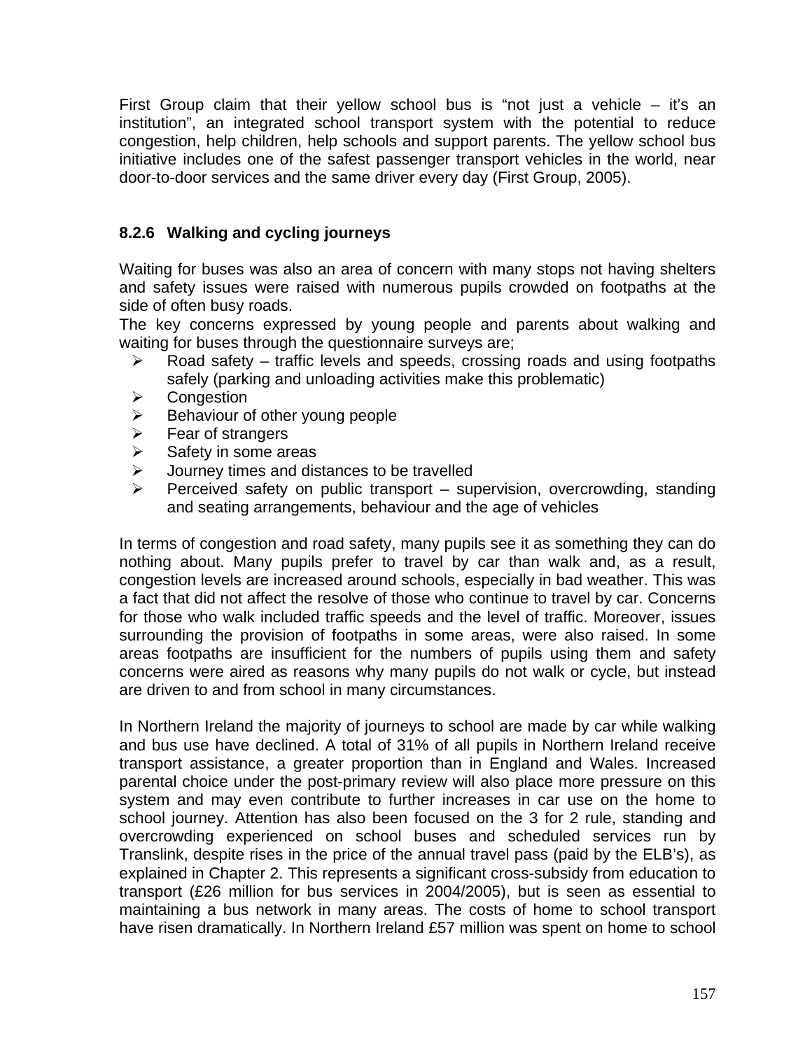First Group claim that their yellow school bus is “not just a vehicle – it’s an institution”, an integrated school transport system with the potential to reduce congestion, help children, help schools and support parents. The yellow school bus initiative includes one of the safest passenger transport vehicles in the world, near door-to-door services and the same driver every day (First Group, 2005).

### 8.2.6 Walking and cycling journeys

Waiting for buses was also an area of concern with many stops not having shelters and safety issues were raised with numerous pupils crowded on footpaths at the side of often busy roads.

The key concerns expressed by young people and parents about walking and waiting for buses through the questionnaire surveys are;

- Road safety – traffic levels and speeds, crossing roads and using footpaths safely (parking and unloading activities make this problematic)
- Congestion
- Behaviour of other young people
- Fear of strangers
- Safety in some areas
- Journey times and distances to be travelled
- Perceived safety on public transport – supervision, overcrowding, standing and seating arrangements, behaviour and the age of vehicles

In terms of congestion and road safety, many pupils see it as something they can do nothing about. Many pupils prefer to travel by car than walk and, as a result, congestion levels are increased around schools, especially in bad weather. This was a fact that did not affect the resolve of those who continue to travel by car. Concerns for those who walk included traffic speeds and the level of traffic. Moreover, issues surrounding the provision of footpaths in some areas, were also raised. In some areas footpaths are insufficient for the numbers of pupils using them and safety concerns were aired as reasons why many pupils do not walk or cycle, but instead are driven to and from school in many circumstances.

In Northern Ireland the majority of journeys to school are made by car while walking and bus use have declined. A total of 31% of all pupils in Northern Ireland receive transport assistance, a greater proportion than in England and Wales. Increased parental choice under the post-primary review will also place more pressure on this system and may even contribute to further increases in car use on the home to school journey. Attention has also been focused on the 3 for 2 rule, standing and overcrowding experienced on school buses and scheduled services run by Translink, despite rises in the price of the annual travel pass (paid by the ELB’s), as explained in Chapter 2. This represents a significant cross-subsidy from education to transport (£26 million for bus services in 2004/2005), but is seen as essential to maintaining a bus network in many areas. The costs of home to school transport have risen dramatically. In Northern Ireland £57 million was spent on home to school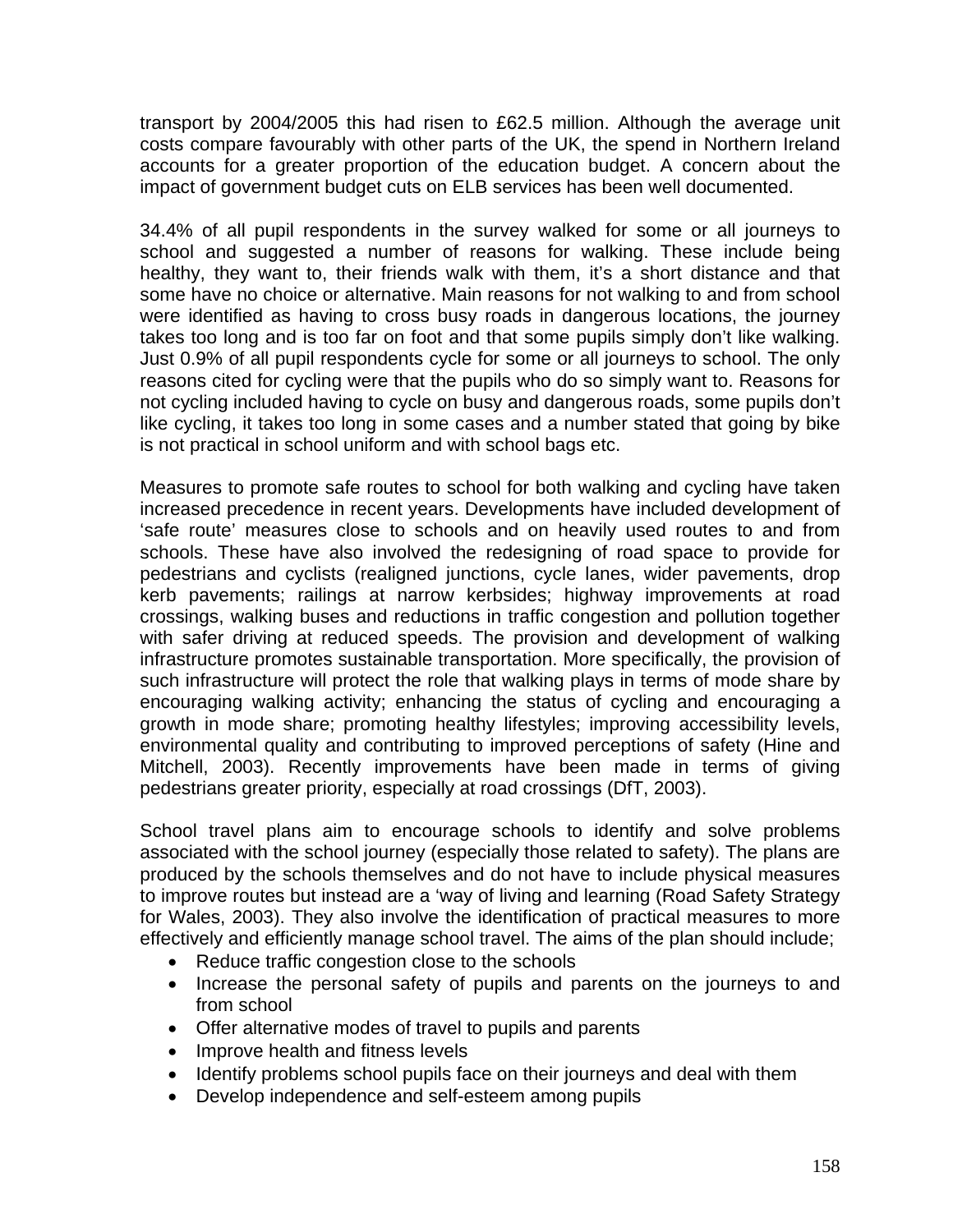transport by 2004/2005 this had risen to £62.5 million. Although the average unit costs compare favourably with other parts of the UK, the spend in Northern Ireland accounts for a greater proportion of the education budget. A concern about the impact of government budget cuts on ELB services has been well documented.

34.4% of all pupil respondents in the survey walked for some or all journeys to school and suggested a number of reasons for walking. These include being healthy, they want to, their friends walk with them, it's a short distance and that some have no choice or alternative. Main reasons for not walking to and from school were identified as having to cross busy roads in dangerous locations, the journey takes too long and is too far on foot and that some pupils simply don't like walking. Just 0.9% of all pupil respondents cycle for some or all journeys to school. The only reasons cited for cycling were that the pupils who do so simply want to. Reasons for not cycling included having to cycle on busy and dangerous roads, some pupils don't like cycling, it takes too long in some cases and a number stated that going by bike is not practical in school uniform and with school bags etc.

Measures to promote safe routes to school for both walking and cycling have taken increased precedence in recent years. Developments have included development of 'safe route' measures close to schools and on heavily used routes to and from schools. These have also involved the redesigning of road space to provide for pedestrians and cyclists (realigned junctions, cycle lanes, wider pavements, drop kerb pavements; railings at narrow kerbsides; highway improvements at road crossings, walking buses and reductions in traffic congestion and pollution together with safer driving at reduced speeds. The provision and development of walking infrastructure promotes sustainable transportation. More specifically, the provision of such infrastructure will protect the role that walking plays in terms of mode share by encouraging walking activity; enhancing the status of cycling and encouraging a growth in mode share; promoting healthy lifestyles; improving accessibility levels, environmental quality and contributing to improved perceptions of safety (Hine and Mitchell, 2003). Recently improvements have been made in terms of giving pedestrians greater priority, especially at road crossings (DfT, 2003).

School travel plans aim to encourage schools to identify and solve problems associated with the school journey (especially those related to safety). The plans are produced by the schools themselves and do not have to include physical measures to improve routes but instead are a 'way of living and learning (Road Safety Strategy for Wales, 2003). They also involve the identification of practical measures to more effectively and efficiently manage school travel. The aims of the plan should include;

- Reduce traffic congestion close to the schools
- Increase the personal safety of pupils and parents on the journeys to and from school
- Offer alternative modes of travel to pupils and parents
- Improve health and fitness levels
- Identify problems school pupils face on their journeys and deal with them
- Develop independence and self-esteem among pupils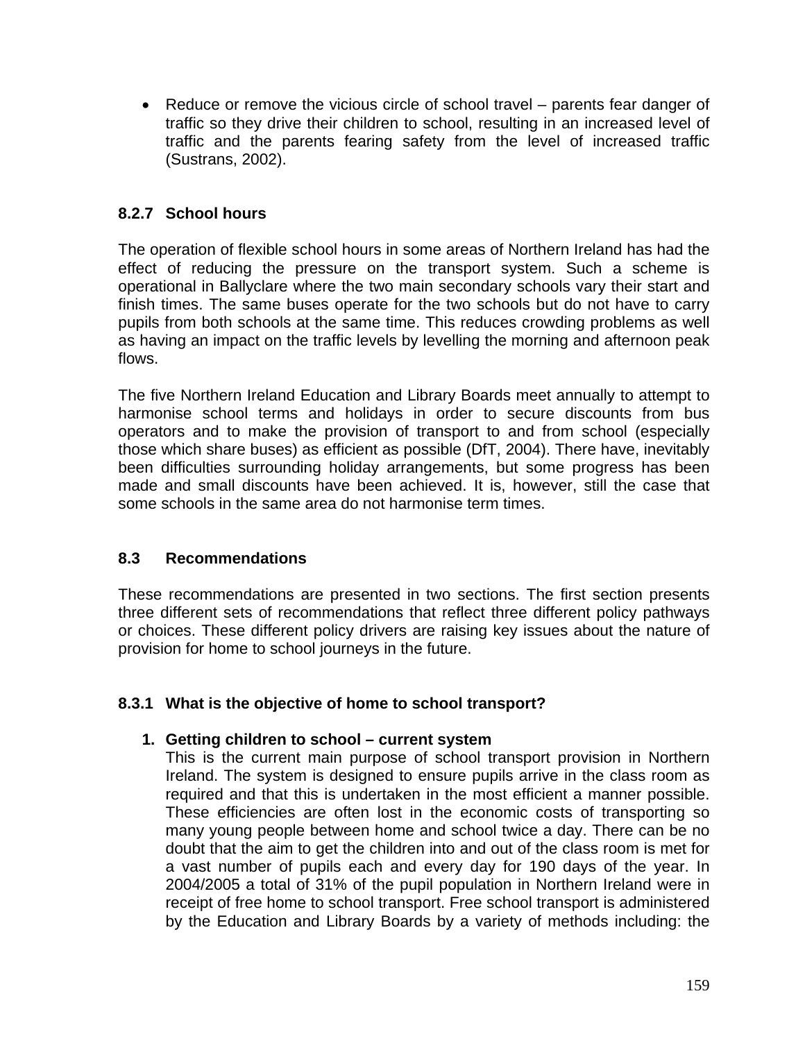- Reduce or remove the vicious circle of school travel – parents fear danger of traffic so they drive their children to school, resulting in an increased level of traffic and the parents fearing safety from the level of increased traffic (Sustrans, 2002).

### 8.2.7 School hours

The operation of flexible school hours in some areas of Northern Ireland has had the effect of reducing the pressure on the transport system. Such a scheme is operational in Ballyclare where the two main secondary schools vary their start and finish times. The same buses operate for the two schools but do not have to carry pupils from both schools at the same time. This reduces crowding problems as well as having an impact on the traffic levels by levelling the morning and afternoon peak flows.

The five Northern Ireland Education and Library Boards meet annually to attempt to harmonise school terms and holidays in order to secure discounts from bus operators and to make the provision of transport to and from school (especially those which share buses) as efficient as possible (DfT, 2004). There have, inevitably been difficulties surrounding holiday arrangements, but some progress has been made and small discounts have been achieved. It is, however, still the case that some schools in the same area do not harmonise term times.

## 8.3 Recommendations

These recommendations are presented in two sections. The first section presents three different sets of recommendations that reflect three different policy pathways or choices. These different policy drivers are raising key issues about the nature of provision for home to school journeys in the future.

### 8.3.1 What is the objective of home to school transport?

1. **Getting children to school – current system**
   This is the current main purpose of school transport provision in Northern Ireland. The system is designed to ensure pupils arrive in the class room as required and that this is undertaken in the most efficient a manner possible. These efficiencies are often lost in the economic costs of transporting so many young people between home and school twice a day. There can be no doubt that the aim to get the children into and out of the class room is met for a vast number of pupils each and every day for 190 days of the year. In 2004/2005 a total of 31% of the pupil population in Northern Ireland were in receipt of free home to school transport. Free school transport is administered by the Education and Library Boards by a variety of methods including: the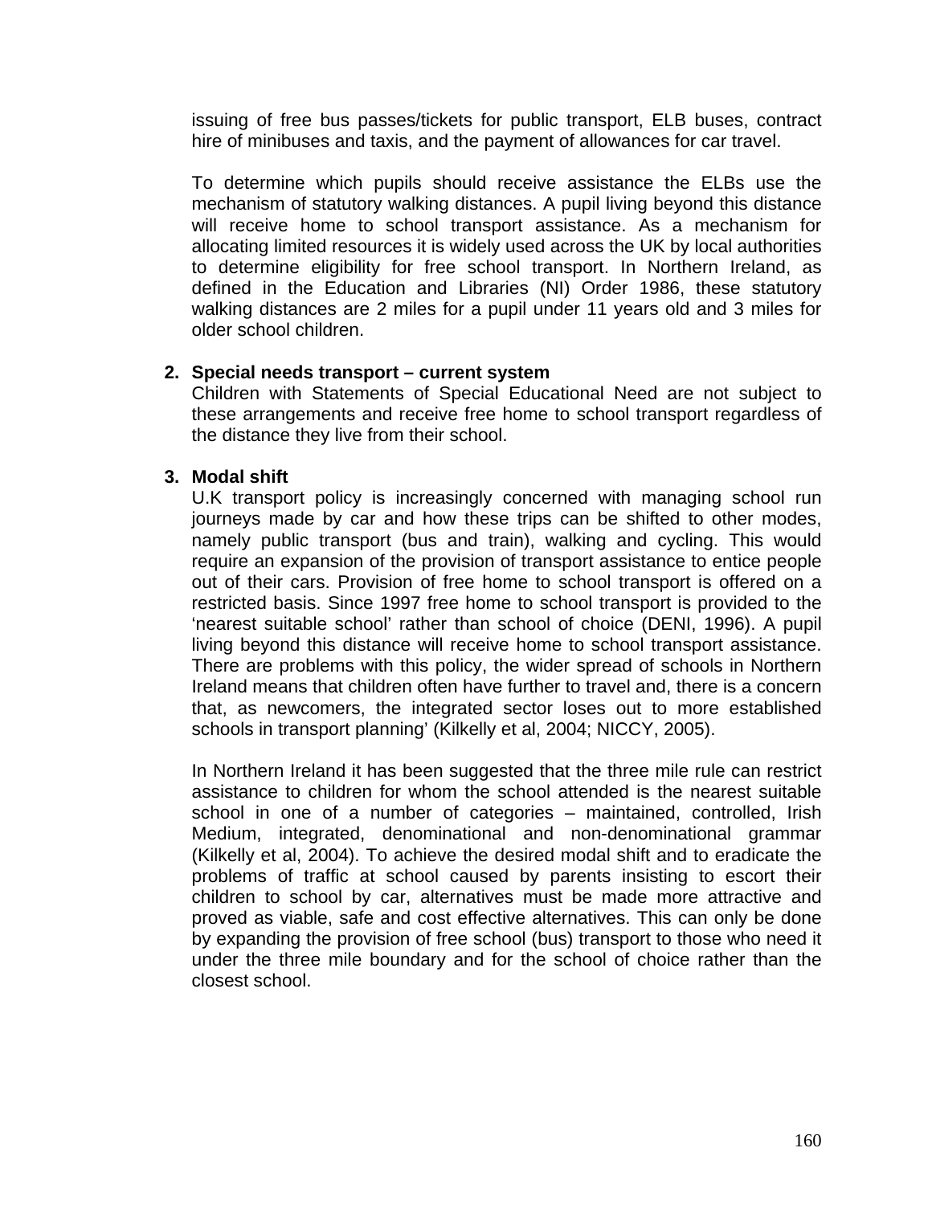issuing of free bus passes/tickets for public transport, ELB buses, contract hire of minibuses and taxis, and the payment of allowances for car travel.

To determine which pupils should receive assistance the ELBs use the mechanism of statutory walking distances. A pupil living beyond this distance will receive home to school transport assistance. As a mechanism for allocating limited resources it is widely used across the UK by local authorities to determine eligibility for free school transport. In Northern Ireland, as defined in the Education and Libraries (NI) Order 1986, these statutory walking distances are 2 miles for a pupil under 11 years old and 3 miles for older school children.

2. **Special needs transport – current system**

Children with Statements of Special Educational Need are not subject to these arrangements and receive free home to school transport regardless of the distance they live from their school.

3. **Modal shift**

U.K transport policy is increasingly concerned with managing school run journeys made by car and how these trips can be shifted to other modes, namely public transport (bus and train), walking and cycling. This would require an expansion of the provision of transport assistance to entice people out of their cars. Provision of free home to school transport is offered on a restricted basis. Since 1997 free home to school transport is provided to the 'nearest suitable school' rather than school of choice (DENI, 1996). A pupil living beyond this distance will receive home to school transport assistance. There are problems with this policy, the wider spread of schools in Northern Ireland means that children often have further to travel and, there is a concern that, as newcomers, the integrated sector loses out to more established schools in transport planning' (Kilkelly et al, 2004; NICCY, 2005).

In Northern Ireland it has been suggested that the three mile rule can restrict assistance to children for whom the school attended is the nearest suitable school in one of a number of categories – maintained, controlled, Irish Medium, integrated, denominational and non-denominational grammar (Kilkelly et al, 2004). To achieve the desired modal shift and to eradicate the problems of traffic at school caused by parents insisting to escort their children to school by car, alternatives must be made more attractive and proved as viable, safe and cost effective alternatives. This can only be done by expanding the provision of free school (bus) transport to those who need it under the three mile boundary and for the school of choice rather than the closest school.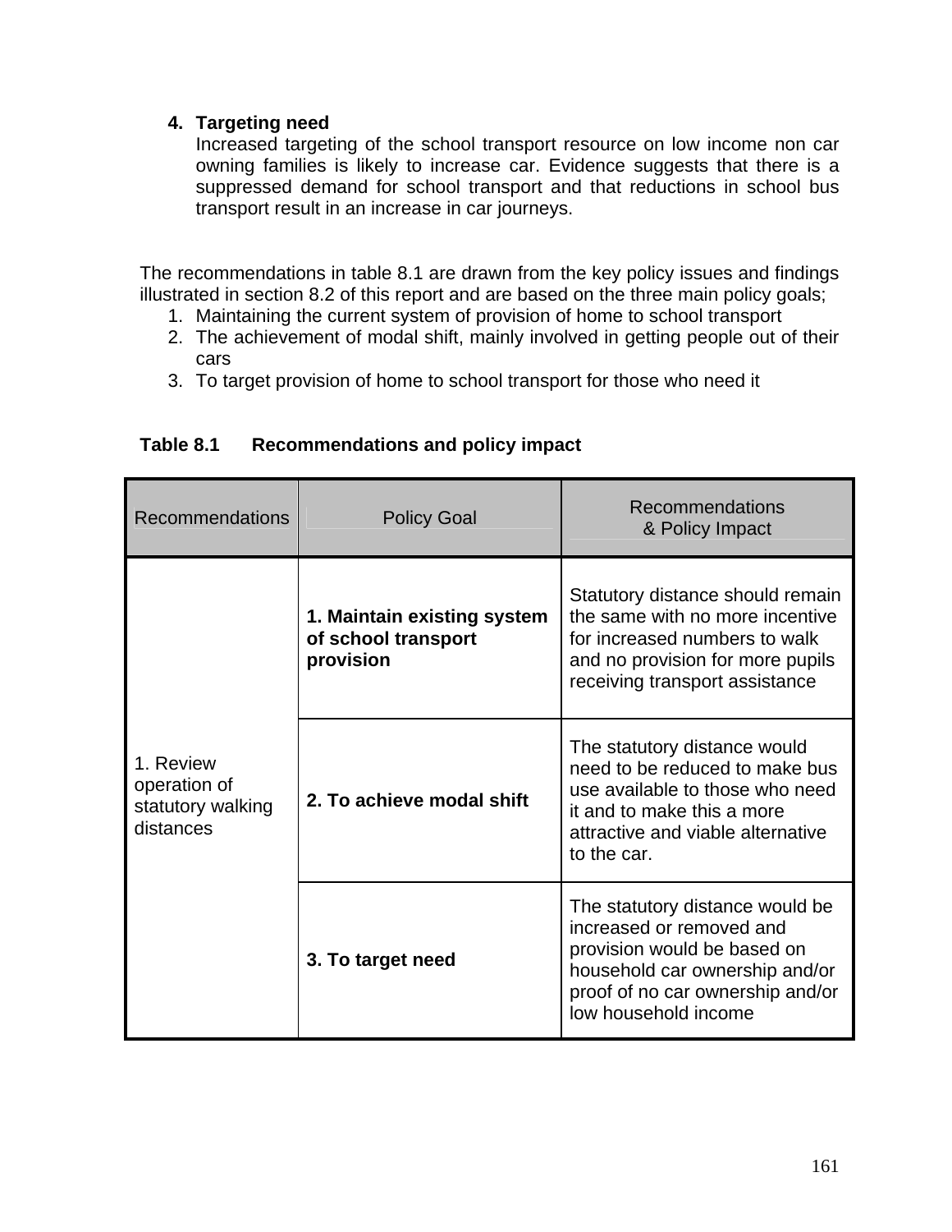4. **Targeting need**
   Increased targeting of the school transport resource on low income non car owning families is likely to increase car. Evidence suggests that there is a suppressed demand for school transport and that reductions in school bus transport result in an increase in car journeys.

The recommendations in table 8.1 are drawn from the key policy issues and findings illustrated in section 8.2 of this report and are based on the three main policy goals;

1. Maintaining the current system of provision of home to school transport
2. The achievement of modal shift, mainly involved in getting people out of their cars
3. To target provision of home to school transport for those who need it

**Table 8.1 Recommendations and policy impact**

| Recommendations | Policy Goal | Recommendations & Policy Impact |
|---|---|---|
| 1. Review operation of statutory walking distances | **1. Maintain existing system of school transport provision** | Statutory distance should remain the same with no more incentive for increased numbers to walk and no provision for more pupils receiving transport assistance |
| | **2. To achieve modal shift** | The statutory distance would need to be reduced to make bus use available to those who need it and to make this a more attractive and viable alternative to the car. |
| | **3. To target need** | The statutory distance would be increased or removed and provision would be based on household car ownership and/or proof of no car ownership and/or low household income |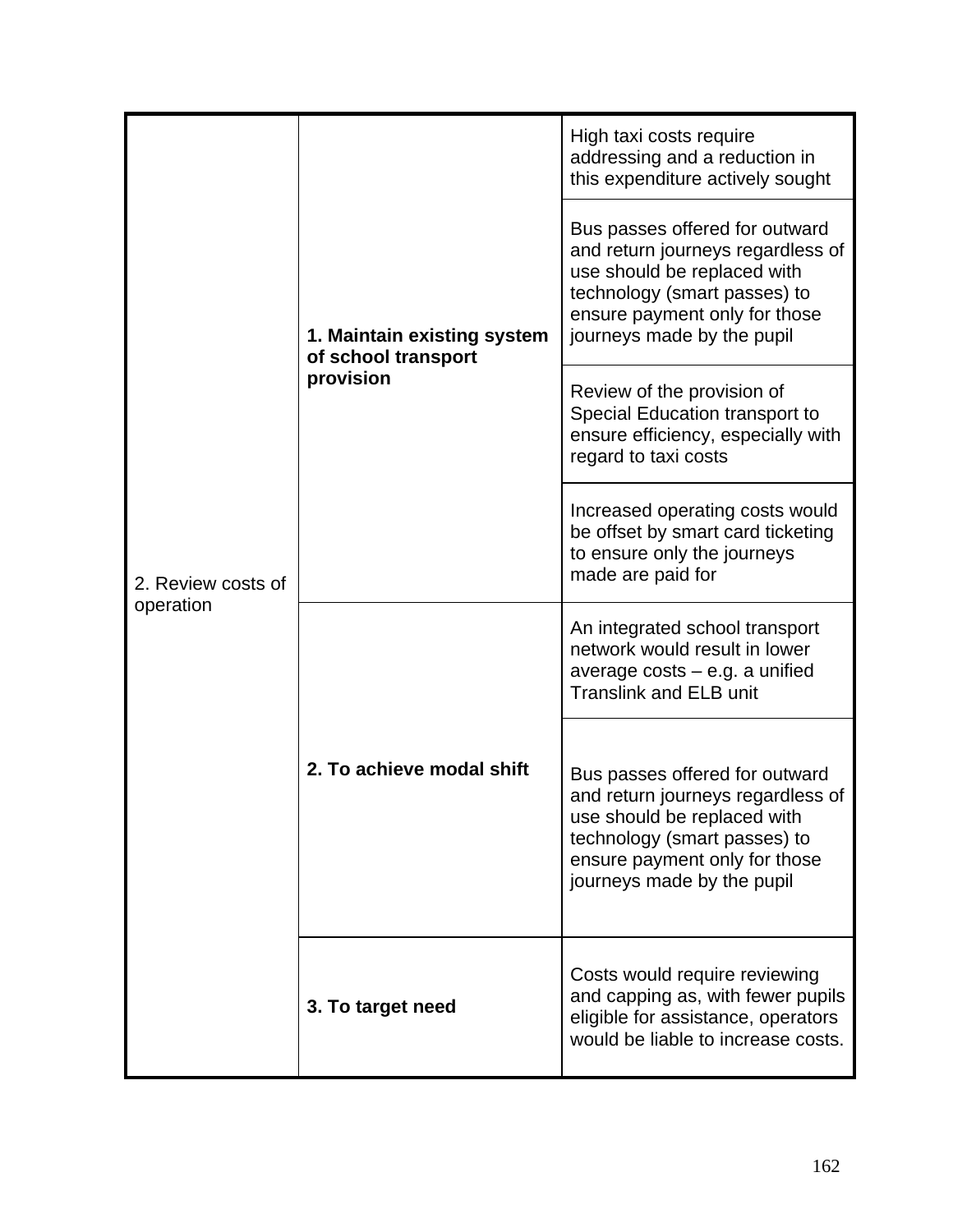| | | |
|---|---|---|
| 2. Review costs of operation | **1. Maintain existing system of school transport provision** | High taxi costs require addressing and a reduction in this expenditure actively sought |
| | | Bus passes offered for outward and return journeys regardless of use should be replaced with technology (smart passes) to ensure payment only for those journeys made by the pupil |
| | | Review of the provision of Special Education transport to ensure efficiency, especially with regard to taxi costs |
| | | Increased operating costs would be offset by smart card ticketing to ensure only the journeys made are paid for |
| | **2. To achieve modal shift** | An integrated school transport network would result in lower average costs – e.g. a unified Translink and ELB unit |
| | | Bus passes offered for outward and return journeys regardless of use should be replaced with technology (smart passes) to ensure payment only for those journeys made by the pupil |
| | **3. To target need** | Costs would require reviewing and capping as, with fewer pupils eligible for assistance, operators would be liable to increase costs. |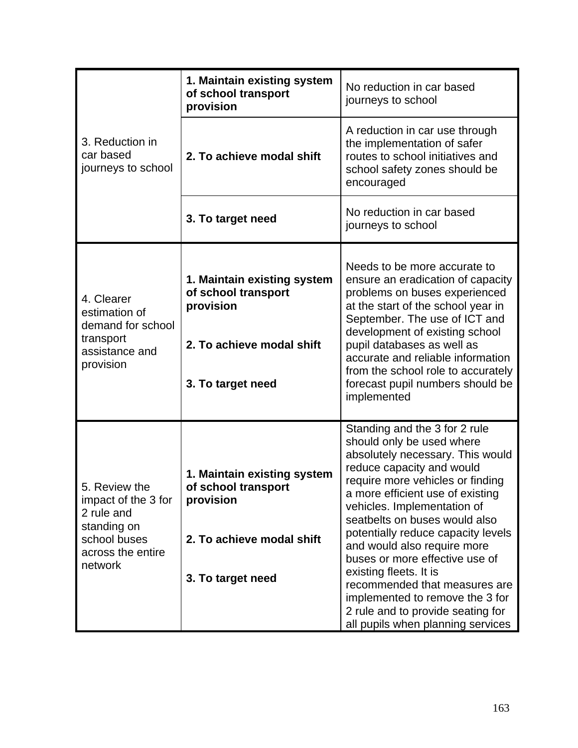| | | |
|---|---|---|
| 3. Reduction in car based journeys to school | **1. Maintain existing system of school transport provision** | No reduction in car based journeys to school |
| | **2. To achieve modal shift** | A reduction in car use through the implementation of safer routes to school initiatives and school safety zones should be encouraged |
| | **3. To target need** | No reduction in car based journeys to school |
| 4. Clearer estimation of demand for school transport assistance and provision | **1. Maintain existing system of school transport provision**<br><br>**2. To achieve modal shift**<br><br>**3. To target need** | Needs to be more accurate to ensure an eradication of capacity problems on buses experienced at the start of the school year in September. The use of ICT and development of existing school pupil databases as well as accurate and reliable information from the school role to accurately forecast pupil numbers should be implemented |
| 5. Review the impact of the 3 for 2 rule and standing on school buses across the entire network | **1. Maintain existing system of school transport provision**<br><br>**2. To achieve modal shift**<br><br>**3. To target need** | Standing and the 3 for 2 rule should only be used where absolutely necessary. This would reduce capacity and would require more vehicles or finding a more efficient use of existing vehicles. Implementation of seatbelts on buses would also potentially reduce capacity levels and would also require more buses or more effective use of existing fleets. It is recommended that measures are implemented to remove the 3 for 2 rule and to provide seating for all pupils when planning services |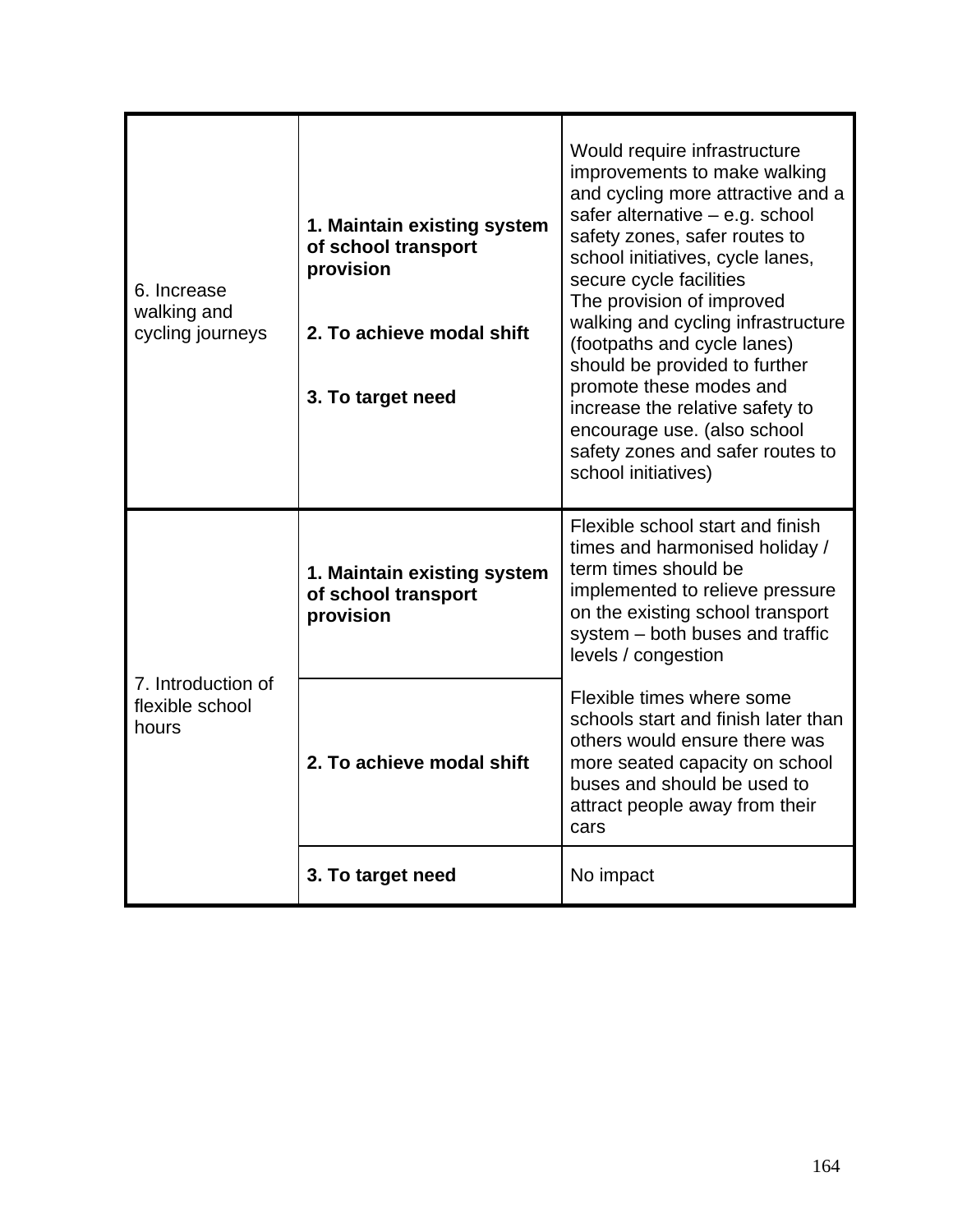| | | |
|---|---|---|
| 6. Increase walking and cycling journeys | **1. Maintain existing system of school transport provision**<br><br>**2. To achieve modal shift**<br><br>**3. To target need** | Would require infrastructure improvements to make walking and cycling more attractive and a safer alternative – e.g. school safety zones, safer routes to school initiatives, cycle lanes, secure cycle facilities<br>The provision of improved walking and cycling infrastructure (footpaths and cycle lanes) should be provided to further promote these modes and increase the relative safety to encourage use. (also school safety zones and safer routes to school initiatives) |
| 7. Introduction of flexible school hours | **1. Maintain existing system of school transport provision** | Flexible school start and finish times and harmonised holiday / term times should be implemented to relieve pressure on the existing school transport system – both buses and traffic levels / congestion<br><br>Flexible times where some schools start and finish later than others would ensure there was more seated capacity on school buses and should be used to attract people away from their cars |
| | **2. To achieve modal shift** | |
| | **3. To target need** | No impact |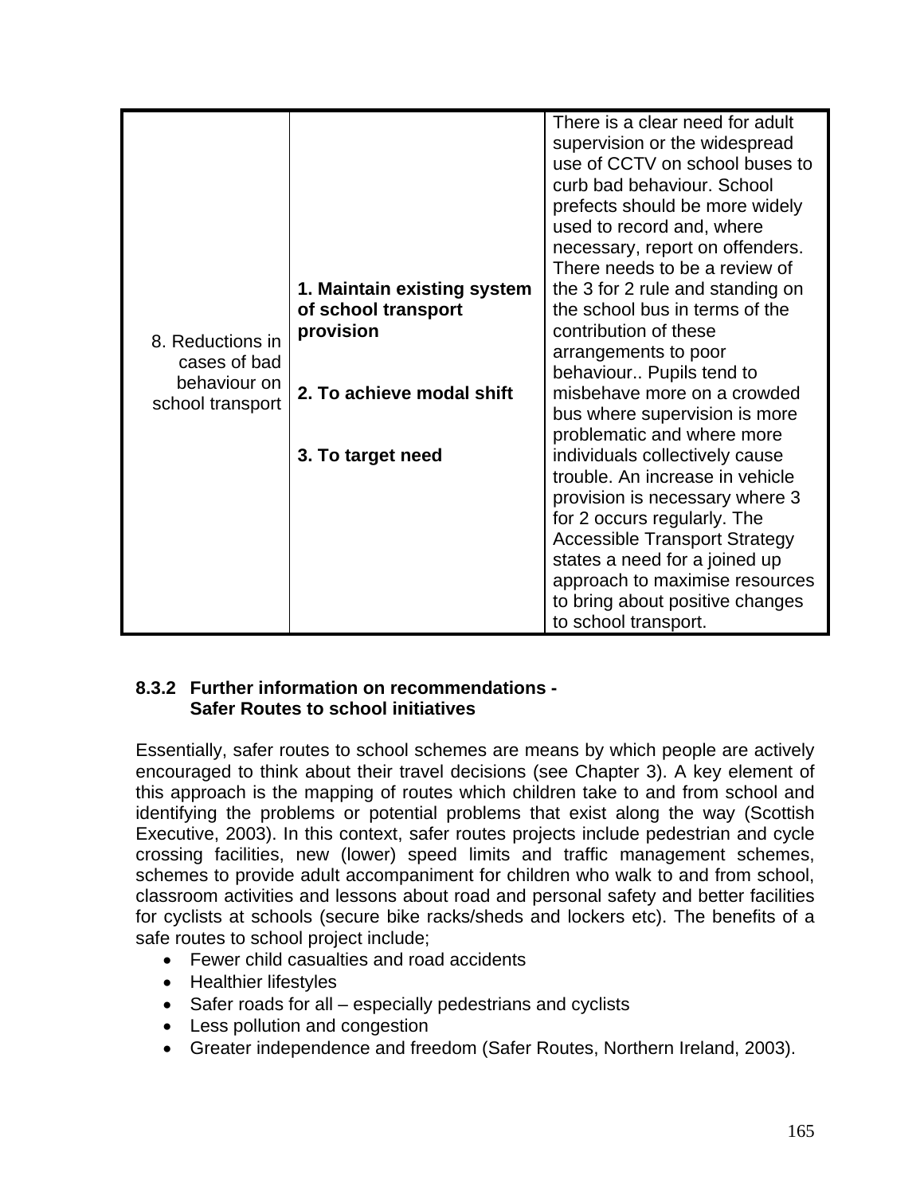| | | |
|---|---|---|
| 8. Reductions in cases of bad behaviour on school transport | **1. Maintain existing system of school transport provision**<br><br>**2. To achieve modal shift**<br><br>**3. To target need** | There is a clear need for adult supervision or the widespread use of CCTV on school buses to curb bad behaviour. School prefects should be more widely used to record and, where necessary, report on offenders. There needs to be a review of the 3 for 2 rule and standing on the school bus in terms of the contribution of these arrangements to poor behaviour.. Pupils tend to misbehave more on a crowded bus where supervision is more problematic and where more individuals collectively cause trouble. An increase in vehicle provision is necessary where 3 for 2 occurs regularly. The Accessible Transport Strategy states a need for a joined up approach to maximise resources to bring about positive changes to school transport. |

### 8.3.2 Further information on recommendations - Safer Routes to school initiatives

Essentially, safer routes to school schemes are means by which people are actively encouraged to think about their travel decisions (see Chapter 3). A key element of this approach is the mapping of routes which children take to and from school and identifying the problems or potential problems that exist along the way (Scottish Executive, 2003). In this context, safer routes projects include pedestrian and cycle crossing facilities, new (lower) speed limits and traffic management schemes, schemes to provide adult accompaniment for children who walk to and from school, classroom activities and lessons about road and personal safety and better facilities for cyclists at schools (secure bike racks/sheds and lockers etc). The benefits of a safe routes to school project include;

- Fewer child casualties and road accidents
- Healthier lifestyles
- Safer roads for all – especially pedestrians and cyclists
- Less pollution and congestion
- Greater independence and freedom (Safer Routes, Northern Ireland, 2003).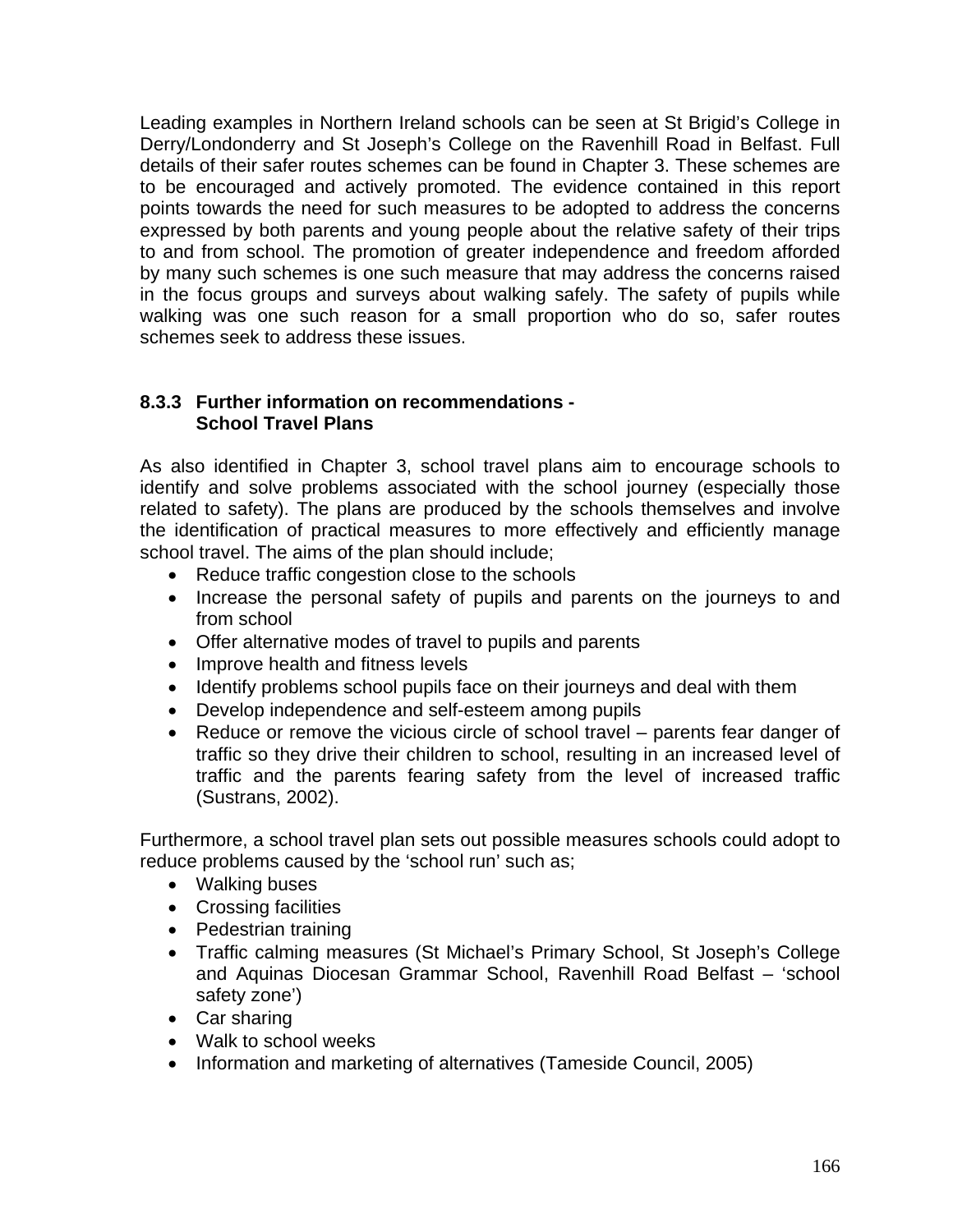Leading examples in Northern Ireland schools can be seen at St Brigid's College in Derry/Londonderry and St Joseph's College on the Ravenhill Road in Belfast. Full details of their safer routes schemes can be found in Chapter 3. These schemes are to be encouraged and actively promoted. The evidence contained in this report points towards the need for such measures to be adopted to address the concerns expressed by both parents and young people about the relative safety of their trips to and from school. The promotion of greater independence and freedom afforded by many such schemes is one such measure that may address the concerns raised in the focus groups and surveys about walking safely. The safety of pupils while walking was one such reason for a small proportion who do so, safer routes schemes seek to address these issues.

### 8.3.3 Further information on recommendations - School Travel Plans

As also identified in Chapter 3, school travel plans aim to encourage schools to identify and solve problems associated with the school journey (especially those related to safety). The plans are produced by the schools themselves and involve the identification of practical measures to more effectively and efficiently manage school travel. The aims of the plan should include;

- Reduce traffic congestion close to the schools
- Increase the personal safety of pupils and parents on the journeys to and from school
- Offer alternative modes of travel to pupils and parents
- Improve health and fitness levels
- Identify problems school pupils face on their journeys and deal with them
- Develop independence and self-esteem among pupils
- Reduce or remove the vicious circle of school travel – parents fear danger of traffic so they drive their children to school, resulting in an increased level of traffic and the parents fearing safety from the level of increased traffic (Sustrans, 2002).

Furthermore, a school travel plan sets out possible measures schools could adopt to reduce problems caused by the 'school run' such as;

- Walking buses
- Crossing facilities
- Pedestrian training
- Traffic calming measures (St Michael's Primary School, St Joseph's College and Aquinas Diocesan Grammar School, Ravenhill Road Belfast – 'school safety zone')
- Car sharing
- Walk to school weeks
- Information and marketing of alternatives (Tameside Council, 2005)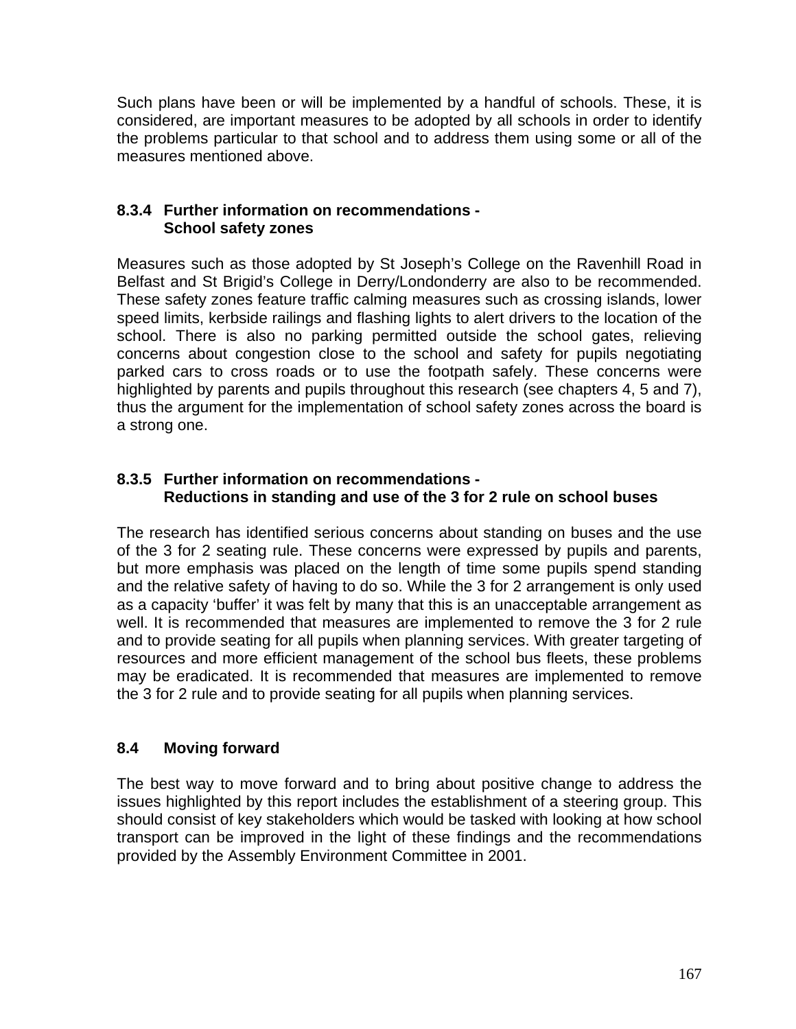Such plans have been or will be implemented by a handful of schools. These, it is considered, are important measures to be adopted by all schools in order to identify the problems particular to that school and to address them using some or all of the measures mentioned above.

### 8.3.4 Further information on recommendations - School safety zones

Measures such as those adopted by St Joseph's College on the Ravenhill Road in Belfast and St Brigid's College in Derry/Londonderry are also to be recommended. These safety zones feature traffic calming measures such as crossing islands, lower speed limits, kerbside railings and flashing lights to alert drivers to the location of the school. There is also no parking permitted outside the school gates, relieving concerns about congestion close to the school and safety for pupils negotiating parked cars to cross roads or to use the footpath safely. These concerns were highlighted by parents and pupils throughout this research (see chapters 4, 5 and 7), thus the argument for the implementation of school safety zones across the board is a strong one.

### 8.3.5 Further information on recommendations - Reductions in standing and use of the 3 for 2 rule on school buses

The research has identified serious concerns about standing on buses and the use of the 3 for 2 seating rule. These concerns were expressed by pupils and parents, but more emphasis was placed on the length of time some pupils spend standing and the relative safety of having to do so. While the 3 for 2 arrangement is only used as a capacity 'buffer' it was felt by many that this is an unacceptable arrangement as well. It is recommended that measures are implemented to remove the 3 for 2 rule and to provide seating for all pupils when planning services. With greater targeting of resources and more efficient management of the school bus fleets, these problems may be eradicated. It is recommended that measures are implemented to remove the 3 for 2 rule and to provide seating for all pupils when planning services.

## 8.4 Moving forward

The best way to move forward and to bring about positive change to address the issues highlighted by this report includes the establishment of a steering group. This should consist of key stakeholders which would be tasked with looking at how school transport can be improved in the light of these findings and the recommendations provided by the Assembly Environment Committee in 2001.